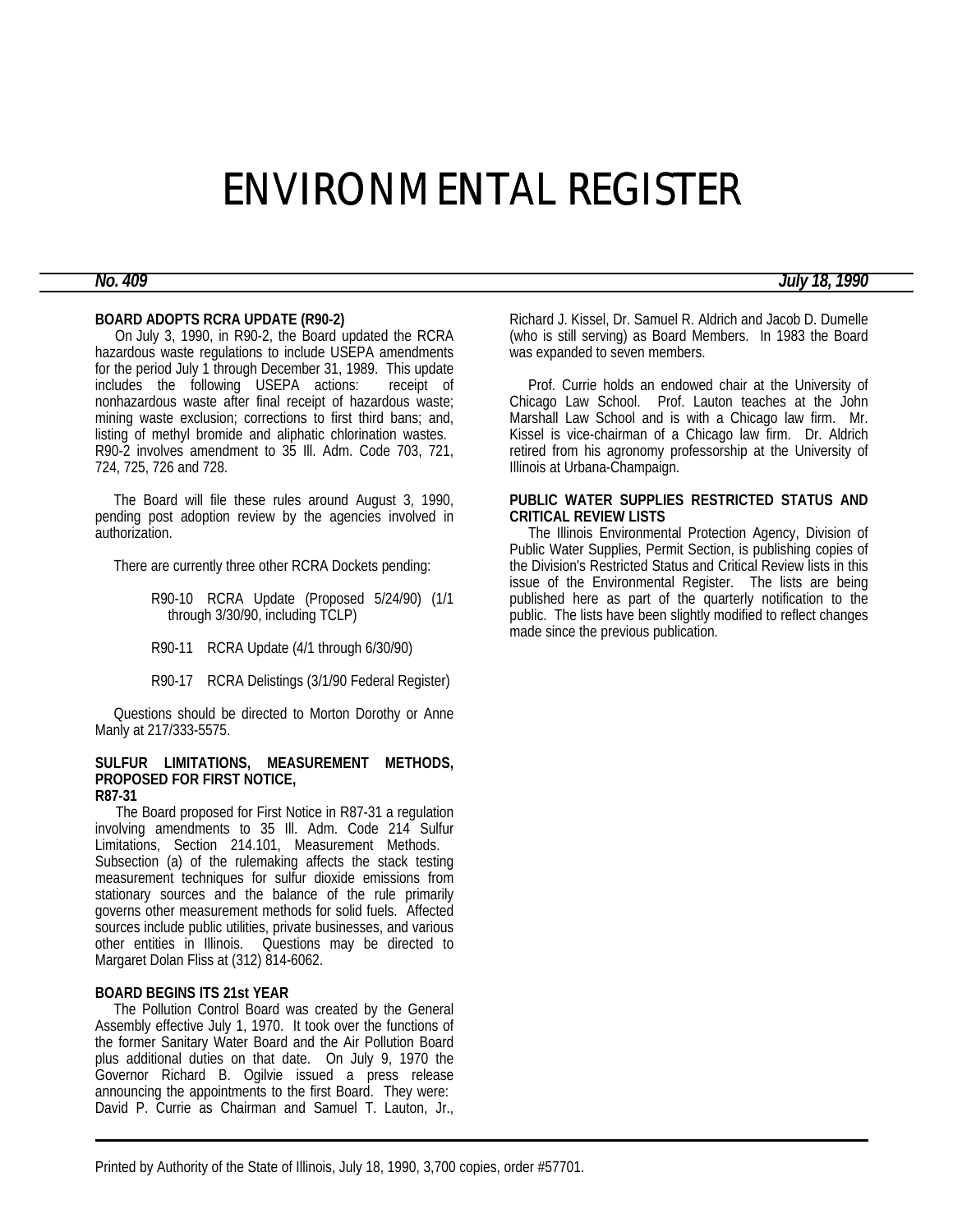# ENVIRONMENTAL REGISTER

***No. 409*** ***July 18, 1990***

### BOARD ADOPTS RCRA UPDATE (R90-2)

On July 3, 1990, in R90-2, the Board updated the RCRA hazardous waste regulations to include USEPA amendments for the period July 1 through December 31, 1989. This update includes the following USEPA actions: receipt of nonhazardous waste after final receipt of hazardous waste; mining waste exclusion; corrections to first third bans; and, listing of methyl bromide and aliphatic chlorination wastes. R90-2 involves amendment to 35 Ill. Adm. Code 703, 721, 724, 725, 726 and 728.

The Board will file these rules around August 3, 1990, pending post adoption review by the agencies involved in authorization.

There are currently three other RCRA Dockets pending:

- R90-10 RCRA Update (Proposed 5/24/90) (1/1 through 3/30/90, including TCLP)
- R90-11 RCRA Update (4/1 through 6/30/90)
- R90-17 RCRA Delistings (3/1/90 Federal Register)

Questions should be directed to Morton Dorothy or Anne Manly at 217/333-5575.

### SULFUR LIMITATIONS, MEASUREMENT METHODS, PROPOSED FOR FIRST NOTICE, R87-31

The Board proposed for First Notice in R87-31 a regulation involving amendments to 35 Ill. Adm. Code 214 Sulfur Limitations, Section 214.101, Measurement Methods. Subsection (a) of the rulemaking affects the stack testing measurement techniques for sulfur dioxide emissions from stationary sources and the balance of the rule primarily governs other measurement methods for solid fuels. Affected sources include public utilities, private businesses, and various other entities in Illinois. Questions may be directed to Margaret Dolan Fliss at (312) 814-6062.

### BOARD BEGINS ITS 21st YEAR

The Pollution Control Board was created by the General Assembly effective July 1, 1970. It took over the functions of the former Sanitary Water Board and the Air Pollution Board plus additional duties on that date. On July 9, 1970 the Governor Richard B. Ogilvie issued a press release announcing the appointments to the first Board. They were: David P. Currie as Chairman and Samuel T. Lauton, Jr., Richard J. Kissel, Dr. Samuel R. Aldrich and Jacob D. Dumelle (who is still serving) as Board Members. In 1983 the Board was expanded to seven members.

Prof. Currie holds an endowed chair at the University of Chicago Law School. Prof. Lauton teaches at the John Marshall Law School and is with a Chicago law firm. Mr. Kissel is vice-chairman of a Chicago law firm. Dr. Aldrich retired from his agronomy professorship at the University of Illinois at Urbana-Champaign.

### PUBLIC WATER SUPPLIES RESTRICTED STATUS AND CRITICAL REVIEW LISTS

The Illinois Environmental Protection Agency, Division of Public Water Supplies, Permit Section, is publishing copies of the Division's Restricted Status and Critical Review lists in this issue of the Environmental Register. The lists are being published here as part of the quarterly notification to the public. The lists have been slightly modified to reflect changes made since the previous publication.

Printed by Authority of the State of Illinois, July 18, 1990, 3,700 copies, order #57701.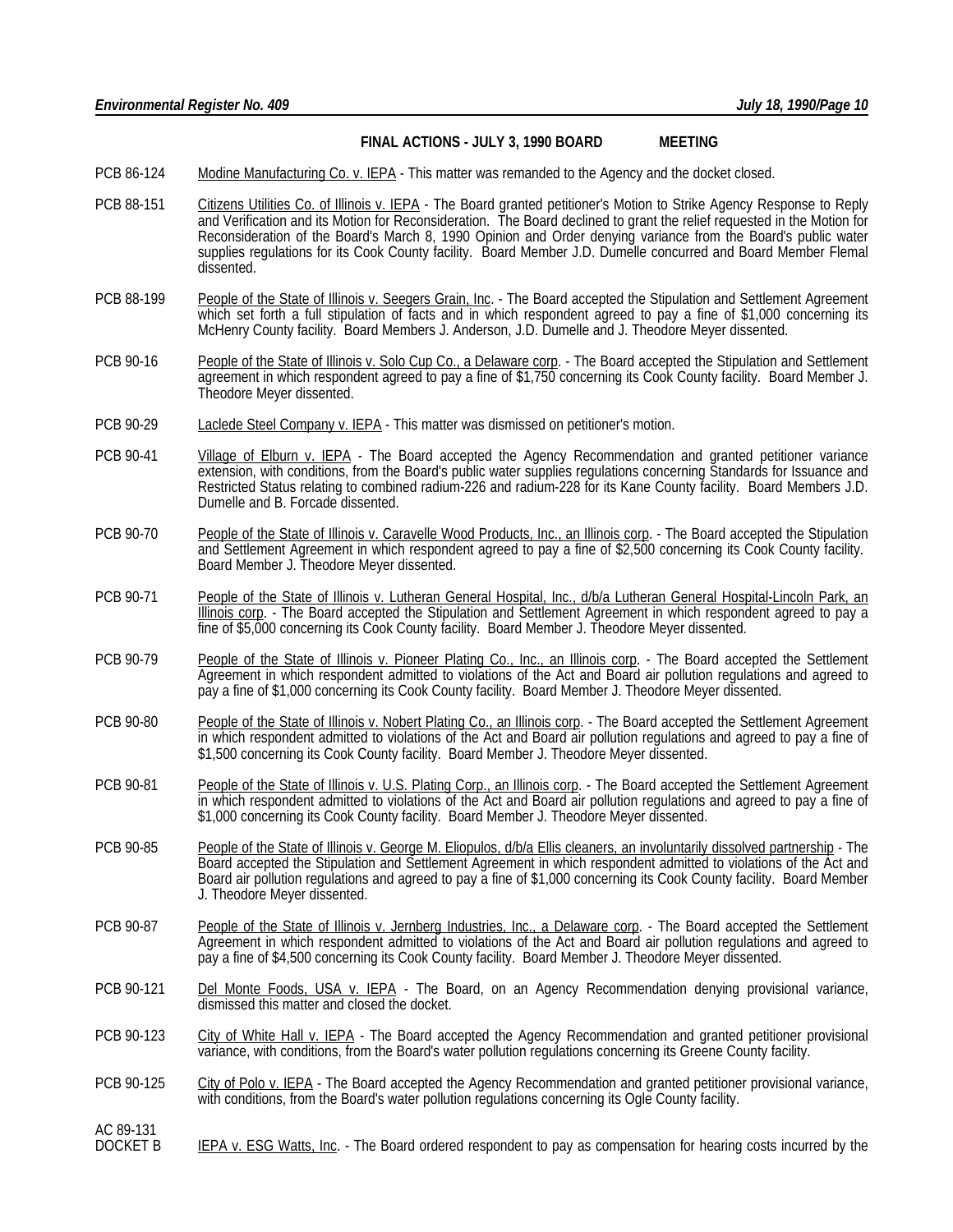## FINAL ACTIONS - JULY 3, 1990 BOARD MEETING

PCB 86-124 Modine Manufacturing Co. v. IEPA - This matter was remanded to the Agency and the docket closed.

PCB 88-151 Citizens Utilities Co. of Illinois v. IEPA - The Board granted petitioner's Motion to Strike Agency Response to Reply and Verification and its Motion for Reconsideration. The Board declined to grant the relief requested in the Motion for Reconsideration of the Board's March 8, 1990 Opinion and Order denying variance from the Board's public water supplies regulations for its Cook County facility. Board Member J.D. Dumelle concurred and Board Member Flemal dissented.

PCB 88-199 People of the State of Illinois v. Seegers Grain, Inc. - The Board accepted the Stipulation and Settlement Agreement which set forth a full stipulation of facts and in which respondent agreed to pay a fine of $1,000 concerning its McHenry County facility. Board Members J. Anderson, J.D. Dumelle and J. Theodore Meyer dissented.

PCB 90-16 People of the State of Illinois v. Solo Cup Co., a Delaware corp. - The Board accepted the Stipulation and Settlement agreement in which respondent agreed to pay a fine of $1,750 concerning its Cook County facility. Board Member J. Theodore Meyer dissented.

PCB 90-29 Laclede Steel Company v. IEPA - This matter was dismissed on petitioner's motion.

PCB 90-41 Village of Elburn v. IEPA - The Board accepted the Agency Recommendation and granted petitioner variance extension, with conditions, from the Board's public water supplies regulations concerning Standards for Issuance and Restricted Status relating to combined radium-226 and radium-228 for its Kane County facility. Board Members J.D. Dumelle and B. Forcade dissented.

PCB 90-70 People of the State of Illinois v. Caravelle Wood Products, Inc., an Illinois corp. - The Board accepted the Stipulation and Settlement Agreement in which respondent agreed to pay a fine of $2,500 concerning its Cook County facility. Board Member J. Theodore Meyer dissented.

PCB 90-71 People of the State of Illinois v. Lutheran General Hospital, Inc., d/b/a Lutheran General Hospital-Lincoln Park, an Illinois corp. - The Board accepted the Stipulation and Settlement Agreement in which respondent agreed to pay a fine of $5,000 concerning its Cook County facility. Board Member J. Theodore Meyer dissented.

PCB 90-79 People of the State of Illinois v. Pioneer Plating Co., Inc., an Illinois corp. - The Board accepted the Settlement Agreement in which respondent admitted to violations of the Act and Board air pollution regulations and agreed to pay a fine of $1,000 concerning its Cook County facility. Board Member J. Theodore Meyer dissented.

PCB 90-80 People of the State of Illinois v. Nobert Plating Co., an Illinois corp. - The Board accepted the Settlement Agreement in which respondent admitted to violations of the Act and Board air pollution regulations and agreed to pay a fine of $1,500 concerning its Cook County facility. Board Member J. Theodore Meyer dissented.

PCB 90-81 People of the State of Illinois v. U.S. Plating Corp., an Illinois corp. - The Board accepted the Settlement Agreement in which respondent admitted to violations of the Act and Board air pollution regulations and agreed to pay a fine of $1,000 concerning its Cook County facility. Board Member J. Theodore Meyer dissented.

PCB 90-85 People of the State of Illinois v. George M. Eliopulos, d/b/a Ellis cleaners, an involuntarily dissolved partnership - The Board accepted the Stipulation and Settlement Agreement in which respondent admitted to violations of the Act and Board air pollution regulations and agreed to pay a fine of $1,000 concerning its Cook County facility. Board Member J. Theodore Meyer dissented.

PCB 90-87 People of the State of Illinois v. Jernberg Industries, Inc., a Delaware corp. - The Board accepted the Settlement Agreement in which respondent admitted to violations of the Act and Board air pollution regulations and agreed to pay a fine of $4,500 concerning its Cook County facility. Board Member J. Theodore Meyer dissented.

PCB 90-121 Del Monte Foods, USA v. IEPA - The Board, on an Agency Recommendation denying provisional variance, dismissed this matter and closed the docket.

PCB 90-123 City of White Hall v. IEPA - The Board accepted the Agency Recommendation and granted petitioner provisional variance, with conditions, from the Board's water pollution regulations concerning its Greene County facility.

PCB 90-125 City of Polo v. IEPA - The Board accepted the Agency Recommendation and granted petitioner provisional variance, with conditions, from the Board's water pollution regulations concerning its Ogle County facility.

AC 89-131 DOCKET B IEPA v. ESG Watts, Inc. - The Board ordered respondent to pay as compensation for hearing costs incurred by the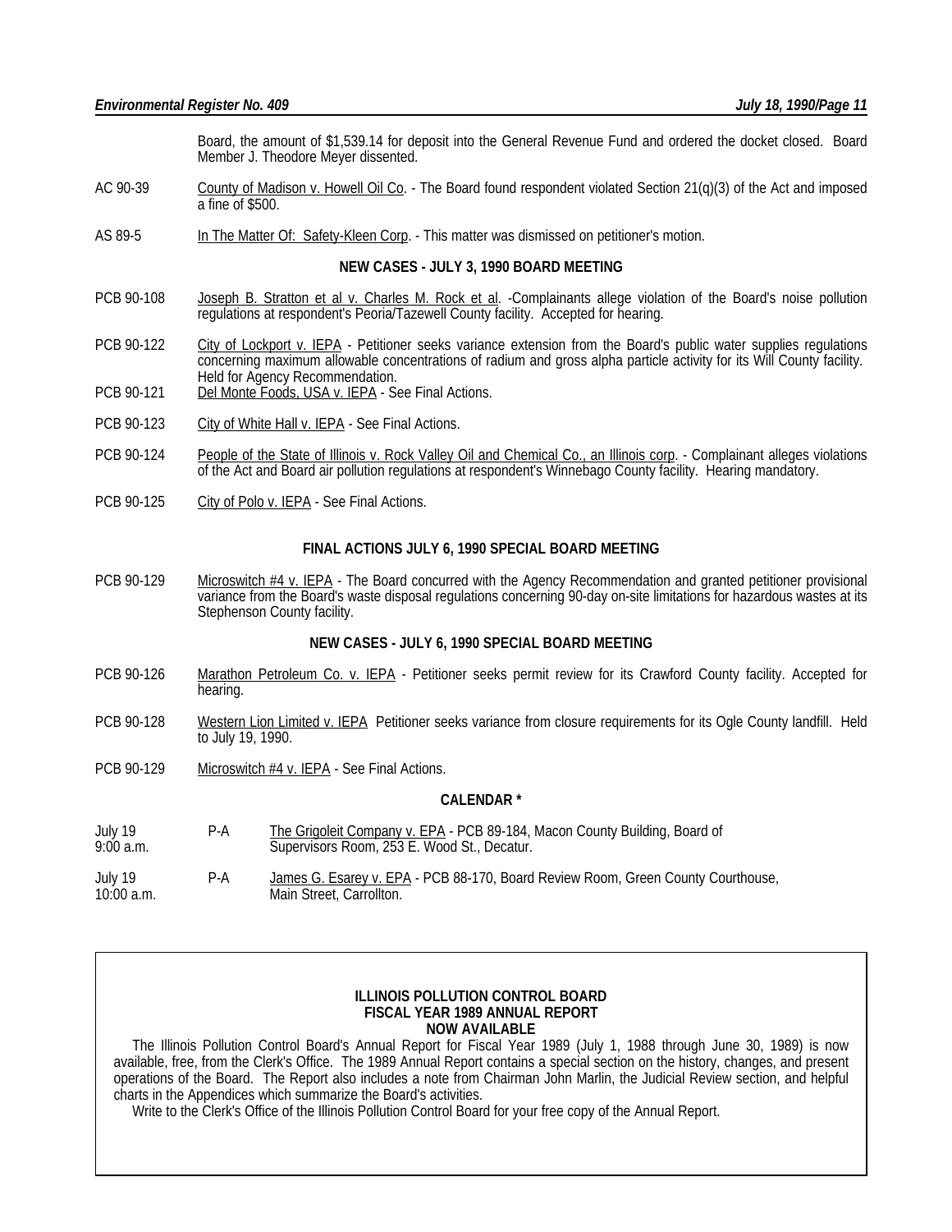Board, the amount of $1,539.14 for deposit into the General Revenue Fund and ordered the docket closed. Board Member J. Theodore Meyer dissented.

AC 90-39 County of Madison v. Howell Oil Co. - The Board found respondent violated Section 21(q)(3) of the Act and imposed a fine of $500.

AS 89-5 In The Matter Of: Safety-Kleen Corp. - This matter was dismissed on petitioner's motion.

**NEW CASES - JULY 3, 1990 BOARD MEETING**

PCB 90-108 Joseph B. Stratton et al v. Charles M. Rock et al. -Complainants allege violation of the Board's noise pollution regulations at respondent's Peoria/Tazewell County facility. Accepted for hearing.

PCB 90-122 City of Lockport v. IEPA - Petitioner seeks variance extension from the Board's public water supplies regulations concerning maximum allowable concentrations of radium and gross alpha particle activity for its Will County facility. Held for Agency Recommendation.

PCB 90-121 Del Monte Foods, USA v. IEPA - See Final Actions.

PCB 90-123 City of White Hall v. IEPA - See Final Actions.

PCB 90-124 People of the State of Illinois v. Rock Valley Oil and Chemical Co., an Illinois corp. - Complainant alleges violations of the Act and Board air pollution regulations at respondent's Winnebago County facility. Hearing mandatory.

PCB 90-125 City of Polo v. IEPA - See Final Actions.

**FINAL ACTIONS JULY 6, 1990 SPECIAL BOARD MEETING**

PCB 90-129 Microswitch #4 v. IEPA - The Board concurred with the Agency Recommendation and granted petitioner provisional variance from the Board's waste disposal regulations concerning 90-day on-site limitations for hazardous wastes at its Stephenson County facility.

**NEW CASES - JULY 6, 1990 SPECIAL BOARD MEETING**

PCB 90-126 Marathon Petroleum Co. v. IEPA - Petitioner seeks permit review for its Crawford County facility. Accepted for hearing.

PCB 90-128 Western Lion Limited v. IEPA Petitioner seeks variance from closure requirements for its Ogle County landfill. Held to July 19, 1990.

PCB 90-129 Microswitch #4 v. IEPA - See Final Actions.

**CALENDAR ***

| | | |
|---|---|---|
| July 19<br>9:00 a.m. | P-A | The Grigoleit Company v. EPA - PCB 89-184, Macon County Building, Board of Supervisors Room, 253 E. Wood St., Decatur. |
| July 19<br>10:00 a.m. | P-A | James G. Esarey v. EPA - PCB 88-170, Board Review Room, Green County Courthouse, Main Street, Carrollton. |

**ILLINOIS POLLUTION CONTROL BOARD**
**FISCAL YEAR 1989 ANNUAL REPORT**
**NOW AVAILABLE**

The Illinois Pollution Control Board's Annual Report for Fiscal Year 1989 (July 1, 1988 through June 30, 1989) is now available, free, from the Clerk's Office. The 1989 Annual Report contains a special section on the history, changes, and present operations of the Board. The Report also includes a note from Chairman John Marlin, the Judicial Review section, and helpful charts in the Appendices which summarize the Board's activities.

Write to the Clerk's Office of the Illinois Pollution Control Board for your free copy of the Annual Report.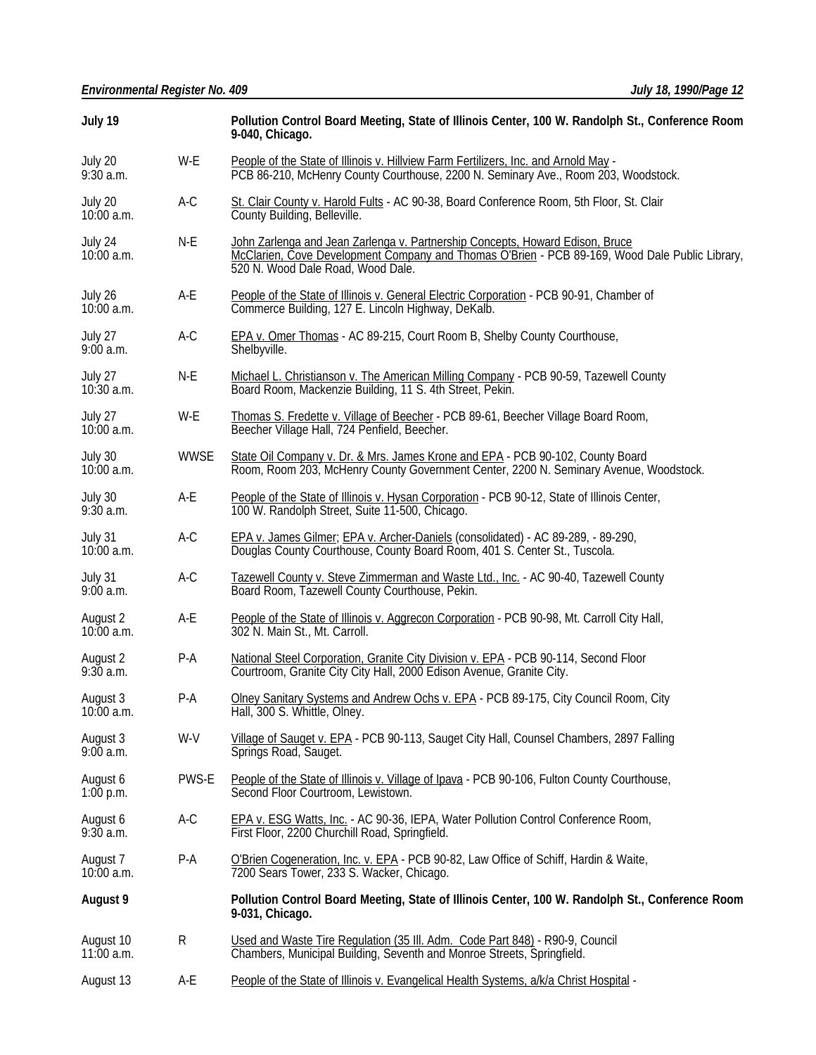| | | |
|---|---|---|
| **July 19** | | **Pollution Control Board Meeting, State of Illinois Center, 100 W. Randolph St., Conference Room 9-040, Chicago.** |
| July 20<br>9:30 a.m. | W-E | People of the State of Illinois v. Hillview Farm Fertilizers, Inc. and Arnold May - PCB 86-210, McHenry County Courthouse, 2200 N. Seminary Ave., Room 203, Woodstock. |
| July 20<br>10:00 a.m. | A-C | St. Clair County v. Harold Fults - AC 90-38, Board Conference Room, 5th Floor, St. Clair County Building, Belleville. |
| July 24<br>10:00 a.m. | N-E | John Zarlenga and Jean Zarlenga v. Partnership Concepts, Howard Edison, Bruce McClarien, Cove Development Company and Thomas O'Brien - PCB 89-169, Wood Dale Public Library, 520 N. Wood Dale Road, Wood Dale. |
| July 26<br>10:00 a.m. | A-E | People of the State of Illinois v. General Electric Corporation - PCB 90-91, Chamber of Commerce Building, 127 E. Lincoln Highway, DeKalb. |
| July 27<br>9:00 a.m. | A-C | EPA v. Omer Thomas - AC 89-215, Court Room B, Shelby County Courthouse, Shelbyville. |
| July 27<br>10:30 a.m. | N-E | Michael L. Christianson v. The American Milling Company - PCB 90-59, Tazewell County Board Room, Mackenzie Building, 11 S. 4th Street, Pekin. |
| July 27<br>10:00 a.m. | W-E | Thomas S. Fredette v. Village of Beecher - PCB 89-61, Beecher Village Board Room, Beecher Village Hall, 724 Penfield, Beecher. |
| July 30<br>10:00 a.m. | WWSE | State Oil Company v. Dr. & Mrs. James Krone and EPA - PCB 90-102, County Board Room, Room 203, McHenry County Government Center, 2200 N. Seminary Avenue, Woodstock. |
| July 30<br>9:30 a.m. | A-E | People of the State of Illinois v. Hysan Corporation - PCB 90-12, State of Illinois Center, 100 W. Randolph Street, Suite 11-500, Chicago. |
| July 31<br>10:00 a.m. | A-C | EPA v. James Gilmer; EPA v. Archer-Daniels (consolidated) - AC 89-289, - 89-290, Douglas County Courthouse, County Board Room, 401 S. Center St., Tuscola. |
| July 31<br>9:00 a.m. | A-C | Tazewell County v. Steve Zimmerman and Waste Ltd., Inc. - AC 90-40, Tazewell County Board Room, Tazewell County Courthouse, Pekin. |
| August 2<br>10:00 a.m. | A-E | People of the State of Illinois v. Aggrecon Corporation - PCB 90-98, Mt. Carroll City Hall, 302 N. Main St., Mt. Carroll. |
| August 2<br>9:30 a.m. | P-A | National Steel Corporation, Granite City Division v. EPA - PCB 90-114, Second Floor Courtroom, Granite City City Hall, 2000 Edison Avenue, Granite City. |
| August 3<br>10:00 a.m. | P-A | Olney Sanitary Systems and Andrew Ochs v. EPA - PCB 89-175, City Council Room, City Hall, 300 S. Whittle, Olney. |
| August 3<br>9:00 a.m. | W-V | Village of Sauget v. EPA - PCB 90-113, Sauget City Hall, Counsel Chambers, 2897 Falling Springs Road, Sauget. |
| August 6<br>1:00 p.m. | PWS-E | People of the State of Illinois v. Village of Ipava - PCB 90-106, Fulton County Courthouse, Second Floor Courtroom, Lewistown. |
| August 6<br>9:30 a.m. | A-C | EPA v. ESG Watts, Inc. - AC 90-36, IEPA, Water Pollution Control Conference Room, First Floor, 2200 Churchill Road, Springfield. |
| August 7<br>10:00 a.m. | P-A | O'Brien Cogeneration, Inc. v. EPA - PCB 90-82, Law Office of Schiff, Hardin & Waite, 7200 Sears Tower, 233 S. Wacker, Chicago. |
| **August 9** | | **Pollution Control Board Meeting, State of Illinois Center, 100 W. Randolph St., Conference Room 9-031, Chicago.** |
| August 10<br>11:00 a.m. | R | Used and Waste Tire Regulation (35 Ill. Adm. Code Part 848) - R90-9, Council Chambers, Municipal Building, Seventh and Monroe Streets, Springfield. |
| August 13 | A-E | People of the State of Illinois v. Evangelical Health Systems, a/k/a Christ Hospital - |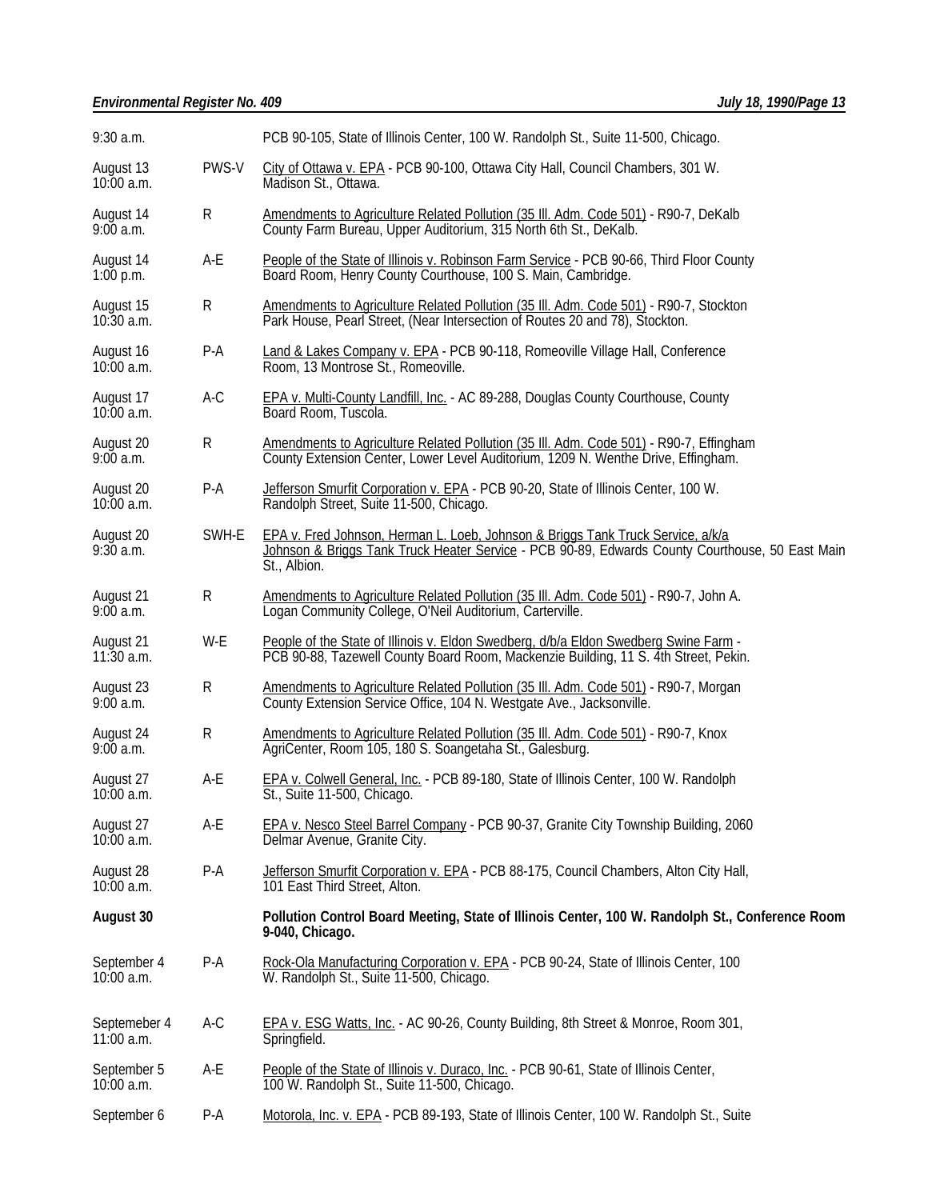| | | |
|---|---|---|
| 9:30 a.m. | | PCB 90-105, State of Illinois Center, 100 W. Randolph St., Suite 11-500, Chicago. |
| August 13<br>10:00 a.m. | PWS-V | City of Ottawa v. EPA - PCB 90-100, Ottawa City Hall, Council Chambers, 301 W. Madison St., Ottawa. |
| August 14<br>9:00 a.m. | R | Amendments to Agriculture Related Pollution (35 Ill. Adm. Code 501) - R90-7, DeKalb County Farm Bureau, Upper Auditorium, 315 North 6th St., DeKalb. |
| August 14<br>1:00 p.m. | A-E | People of the State of Illinois v. Robinson Farm Service - PCB 90-66, Third Floor County Board Room, Henry County Courthouse, 100 S. Main, Cambridge. |
| August 15<br>10:30 a.m. | R | Amendments to Agriculture Related Pollution (35 Ill. Adm. Code 501) - R90-7, Stockton Park House, Pearl Street, (Near Intersection of Routes 20 and 78), Stockton. |
| August 16<br>10:00 a.m. | P-A | Land & Lakes Company v. EPA - PCB 90-118, Romeoville Village Hall, Conference Room, 13 Montrose St., Romeoville. |
| August 17<br>10:00 a.m. | A-C | EPA v. Multi-County Landfill, Inc. - AC 89-288, Douglas County Courthouse, County Board Room, Tuscola. |
| August 20<br>9:00 a.m. | R | Amendments to Agriculture Related Pollution (35 Ill. Adm. Code 501) - R90-7, Effingham County Extension Center, Lower Level Auditorium, 1209 N. Wenthe Drive, Effingham. |
| August 20<br>10:00 a.m. | P-A | Jefferson Smurfit Corporation v. EPA - PCB 90-20, State of Illinois Center, 100 W. Randolph Street, Suite 11-500, Chicago. |
| August 20<br>9:30 a.m. | SWH-E | EPA v. Fred Johnson, Herman L. Loeb, Johnson & Briggs Tank Truck Service, a/k/a Johnson & Briggs Tank Truck Heater Service - PCB 90-89, Edwards County Courthouse, 50 East Main St., Albion. |
| August 21<br>9:00 a.m. | R | Amendments to Agriculture Related Pollution (35 Ill. Adm. Code 501) - R90-7, John A. Logan Community College, O'Neil Auditorium, Carterville. |
| August 21<br>11:30 a.m. | W-E | People of the State of Illinois v. Eldon Swedberg, d/b/a Eldon Swedberg Swine Farm - PCB 90-88, Tazewell County Board Room, Mackenzie Building, 11 S. 4th Street, Pekin. |
| August 23<br>9:00 a.m. | R | Amendments to Agriculture Related Pollution (35 Ill. Adm. Code 501) - R90-7, Morgan County Extension Service Office, 104 N. Westgate Ave., Jacksonville. |
| August 24<br>9:00 a.m. | R | Amendments to Agriculture Related Pollution (35 Ill. Adm. Code 501) - R90-7, Knox AgriCenter, Room 105, 180 S. Soangetaha St., Galesburg. |
| August 27<br>10:00 a.m. | A-E | EPA v. Colwell General, Inc. - PCB 89-180, State of Illinois Center, 100 W. Randolph St., Suite 11-500, Chicago. |
| August 27<br>10:00 a.m. | A-E | EPA v. Nesco Steel Barrel Company - PCB 90-37, Granite City Township Building, 2060 Delmar Avenue, Granite City. |
| August 28<br>10:00 a.m. | P-A | Jefferson Smurfit Corporation v. EPA - PCB 88-175, Council Chambers, Alton City Hall, 101 East Third Street, Alton. |
| **August 30** | | **Pollution Control Board Meeting, State of Illinois Center, 100 W. Randolph St., Conference Room 9-040, Chicago.** |
| September 4<br>10:00 a.m. | P-A | Rock-Ola Manufacturing Corporation v. EPA - PCB 90-24, State of Illinois Center, 100 W. Randolph St., Suite 11-500, Chicago. |
| Septemeber 4<br>11:00 a.m. | A-C | EPA v. ESG Watts, Inc. - AC 90-26, County Building, 8th Street & Monroe, Room 301, Springfield. |
| September 5<br>10:00 a.m. | A-E | People of the State of Illinois v. Duraco, Inc. - PCB 90-61, State of Illinois Center, 100 W. Randolph St., Suite 11-500, Chicago. |
| September 6 | P-A | Motorola, Inc. v. EPA - PCB 89-193, State of Illinois Center, 100 W. Randolph St., Suite |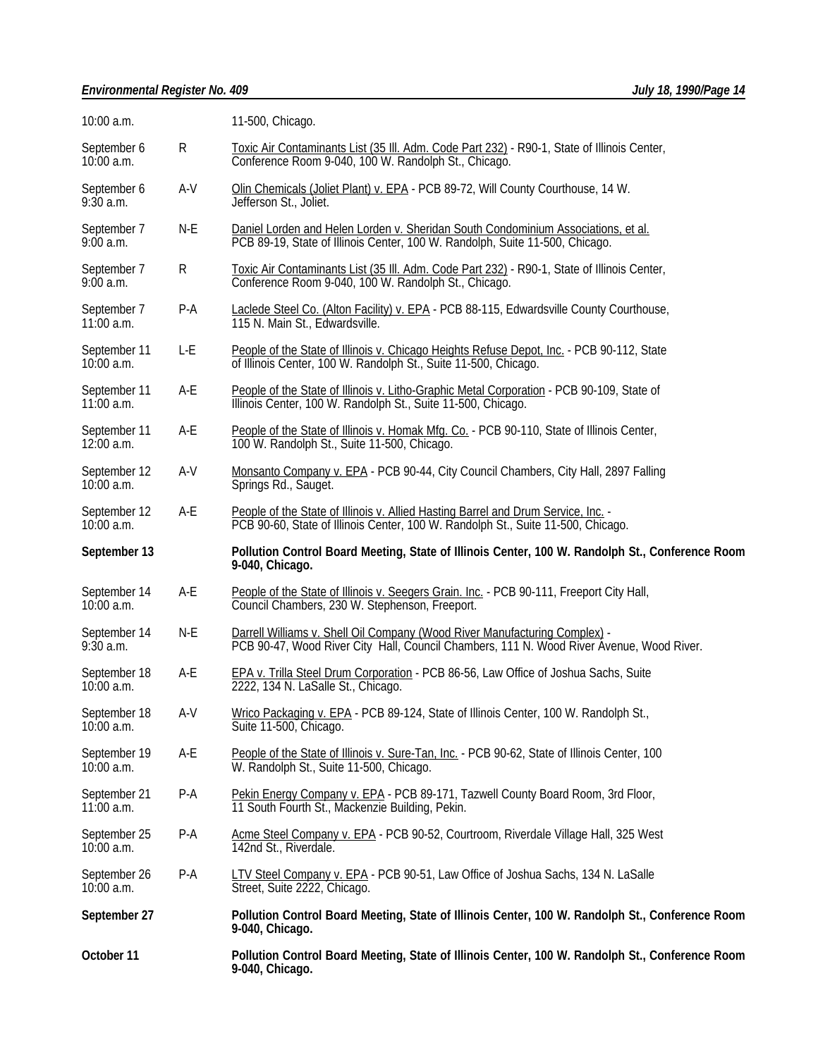| | | |
|---|---|---|
| 10:00 a.m. | | 11-500, Chicago. |
| September 6<br>10:00 a.m. | R | Toxic Air Contaminants List (35 Ill. Adm. Code Part 232) - R90-1, State of Illinois Center, Conference Room 9-040, 100 W. Randolph St., Chicago. |
| September 6<br>9:30 a.m. | A-V | Olin Chemicals (Joliet Plant) v. EPA - PCB 89-72, Will County Courthouse, 14 W. Jefferson St., Joliet. |
| September 7<br>9:00 a.m. | N-E | Daniel Lorden and Helen Lorden v. Sheridan South Condominium Associations, et al. PCB 89-19, State of Illinois Center, 100 W. Randolph, Suite 11-500, Chicago. |
| September 7<br>9:00 a.m. | R | Toxic Air Contaminants List (35 Ill. Adm. Code Part 232) - R90-1, State of Illinois Center, Conference Room 9-040, 100 W. Randolph St., Chicago. |
| September 7<br>11:00 a.m. | P-A | Laclede Steel Co. (Alton Facility) v. EPA - PCB 88-115, Edwardsville County Courthouse, 115 N. Main St., Edwardsville. |
| September 11<br>10:00 a.m. | L-E | People of the State of Illinois v. Chicago Heights Refuse Depot, Inc. - PCB 90-112, State of Illinois Center, 100 W. Randolph St., Suite 11-500, Chicago. |
| September 11<br>11:00 a.m. | A-E | People of the State of Illinois v. Litho-Graphic Metal Corporation - PCB 90-109, State of Illinois Center, 100 W. Randolph St., Suite 11-500, Chicago. |
| September 11<br>12:00 a.m. | A-E | People of the State of Illinois v. Homak Mfg. Co. - PCB 90-110, State of Illinois Center, 100 W. Randolph St., Suite 11-500, Chicago. |
| September 12<br>10:00 a.m. | A-V | Monsanto Company v. EPA - PCB 90-44, City Council Chambers, City Hall, 2897 Falling Springs Rd., Sauget. |
| September 12<br>10:00 a.m. | A-E | People of the State of Illinois v. Allied Hasting Barrel and Drum Service, Inc. - PCB 90-60, State of Illinois Center, 100 W. Randolph St., Suite 11-500, Chicago. |
| **September 13** | | **Pollution Control Board Meeting, State of Illinois Center, 100 W. Randolph St., Conference Room 9-040, Chicago.** |
| September 14<br>10:00 a.m. | A-E | People of the State of Illinois v. Seegers Grain, Inc. - PCB 90-111, Freeport City Hall, Council Chambers, 230 W. Stephenson, Freeport. |
| September 14<br>9:30 a.m. | N-E | Darrell Williams v. Shell Oil Company (Wood River Manufacturing Complex) - PCB 90-47, Wood River City Hall, Council Chambers, 111 N. Wood River Avenue, Wood River. |
| September 18<br>10:00 a.m. | A-E | EPA v. Trilla Steel Drum Corporation - PCB 86-56, Law Office of Joshua Sachs, Suite 2222, 134 N. LaSalle St., Chicago. |
| September 18<br>10:00 a.m. | A-V | Wrico Packaging v. EPA - PCB 89-124, State of Illinois Center, 100 W. Randolph St., Suite 11-500, Chicago. |
| September 19<br>10:00 a.m. | A-E | People of the State of Illinois v. Sure-Tan, Inc. - PCB 90-62, State of Illinois Center, 100 W. Randolph St., Suite 11-500, Chicago. |
| September 21<br>11:00 a.m. | P-A | Pekin Energy Company v. EPA - PCB 89-171, Tazwell County Board Room, 3rd Floor, 11 South Fourth St., Mackenzie Building, Pekin. |
| September 25<br>10:00 a.m. | P-A | Acme Steel Company v. EPA - PCB 90-52, Courtroom, Riverdale Village Hall, 325 West 142nd St., Riverdale. |
| September 26<br>10:00 a.m. | P-A | LTV Steel Company v. EPA - PCB 90-51, Law Office of Joshua Sachs, 134 N. LaSalle Street, Suite 2222, Chicago. |
| **September 27** | | **Pollution Control Board Meeting, State of Illinois Center, 100 W. Randolph St., Conference Room 9-040, Chicago.** |
| **October 11** | | **Pollution Control Board Meeting, State of Illinois Center, 100 W. Randolph St., Conference Room 9-040, Chicago.** |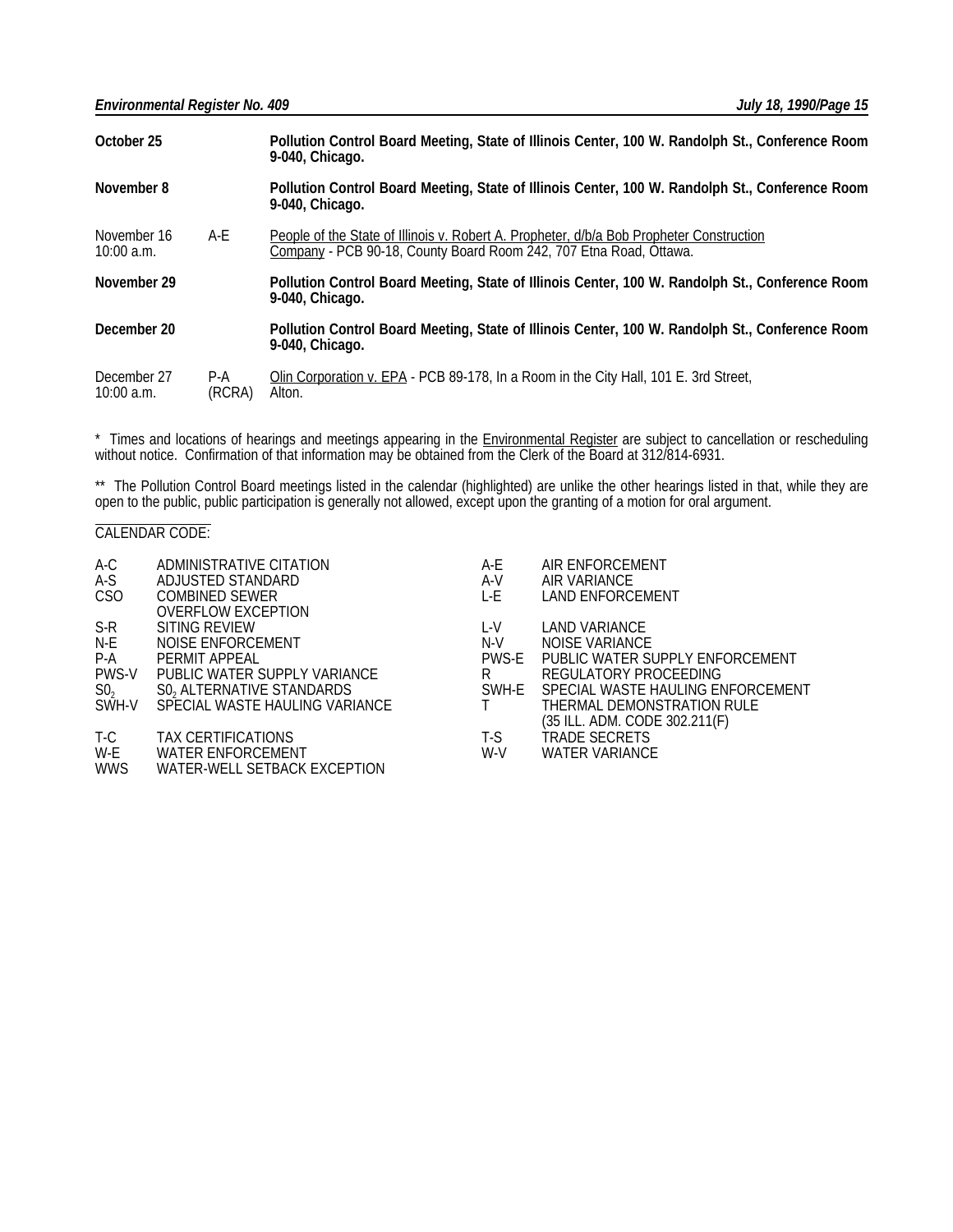| | | |
|---|---|---|
| **October 25** | | **Pollution Control Board Meeting, State of Illinois Center, 100 W. Randolph St., Conference Room 9-040, Chicago.** |
| **November 8** | | **Pollution Control Board Meeting, State of Illinois Center, 100 W. Randolph St., Conference Room 9-040, Chicago.** |
| November 16 10:00 a.m. | A-E | People of the State of Illinois v. Robert A. Propheter, d/b/a Bob Propheter Construction Company - PCB 90-18, County Board Room 242, 707 Etna Road, Ottawa. |
| **November 29** | | **Pollution Control Board Meeting, State of Illinois Center, 100 W. Randolph St., Conference Room 9-040, Chicago.** |
| **December 20** | | **Pollution Control Board Meeting, State of Illinois Center, 100 W. Randolph St., Conference Room 9-040, Chicago.** |
| December 27 10:00 a.m. | P-A (RCRA) | Olin Corporation v. EPA - PCB 89-178, In a Room in the City Hall, 101 E. 3rd Street, Alton. |

* Times and locations of hearings and meetings appearing in the Environmental Register are subject to cancellation or rescheduling without notice. Confirmation of that information may be obtained from the Clerk of the Board at 312/814-6931.

** The Pollution Control Board meetings listed in the calendar (highlighted) are unlike the other hearings listed in that, while they are open to the public, public participation is generally not allowed, except upon the granting of a motion for oral argument.

CALENDAR CODE:

| | | | |
|---|---|---|---|
| A-C | ADMINISTRATIVE CITATION | A-E | AIR ENFORCEMENT |
| A-S | ADJUSTED STANDARD | A-V | AIR VARIANCE |
| CSO | COMBINED SEWER OVERFLOW EXCEPTION | L-E | LAND ENFORCEMENT |
| S-R | SITING REVIEW | L-V | LAND VARIANCE |
| N-E | NOISE ENFORCEMENT | N-V | NOISE VARIANCE |
| P-A | PERMIT APPEAL | PWS-E | PUBLIC WATER SUPPLY ENFORCEMENT |
| PWS-V | PUBLIC WATER SUPPLY VARIANCE | R | REGULATORY PROCEEDING |
| $S0_2$ | $S0_2$ ALTERNATIVE STANDARDS | SWH-E | SPECIAL WASTE HAULING ENFORCEMENT |
| SWH-V | SPECIAL WASTE HAULING VARIANCE | T | THERMAL DEMONSTRATION RULE (35 ILL. ADM. CODE 302.211(F) |
| T-C | TAX CERTIFICATIONS | T-S | TRADE SECRETS |
| W-E | WATER ENFORCEMENT | W-V | WATER VARIANCE |
| WWS | WATER-WELL SETBACK EXCEPTION | | |